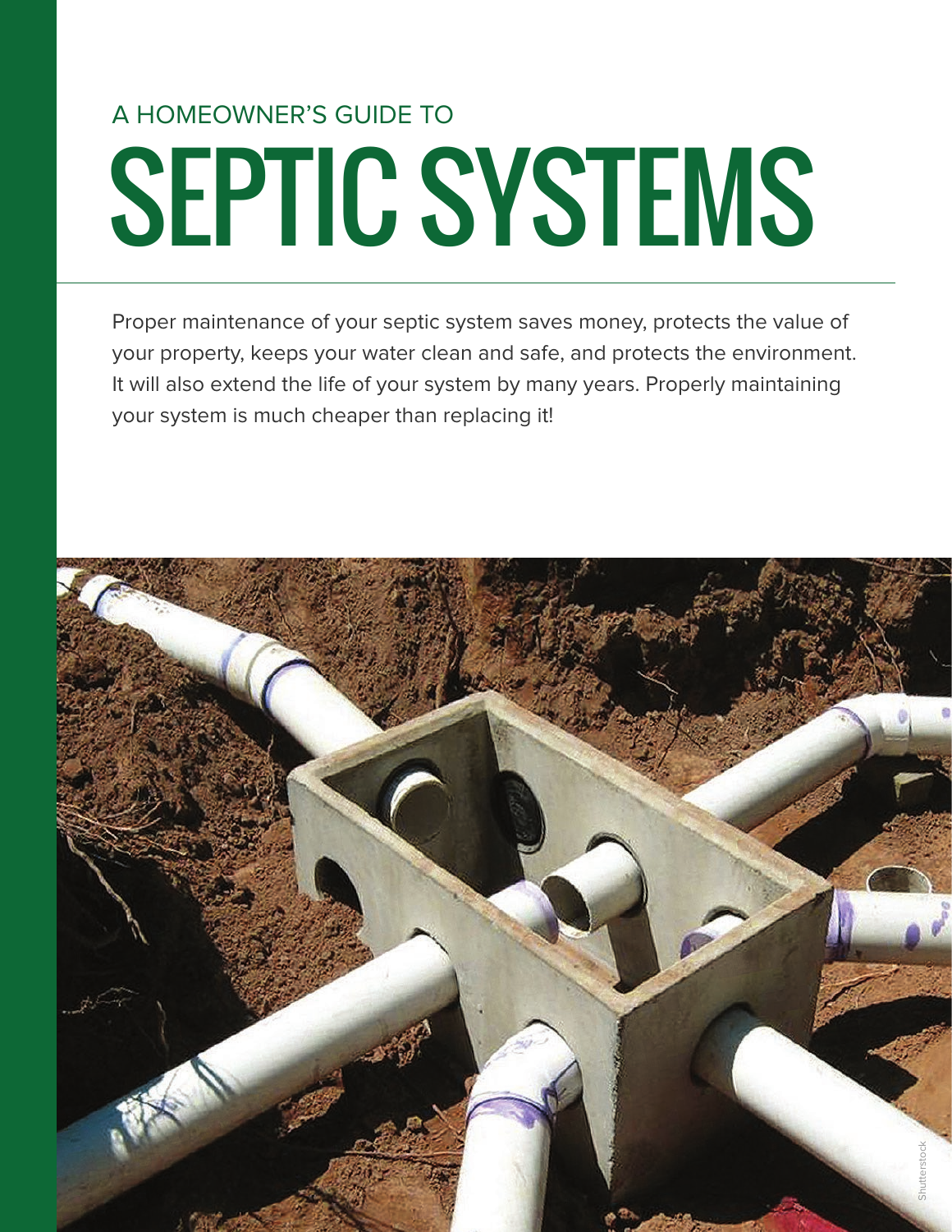A HOMEOWNER'S GUIDE TO

# SEPTIC SYSTEMS

Proper maintenance of your septic system saves money, protects the value of your property, keeps your water clean and safe, and protects the environment. It will also extend the life of your system by many years. Properly maintaining your system is much cheaper than replacing it!

Shutterstock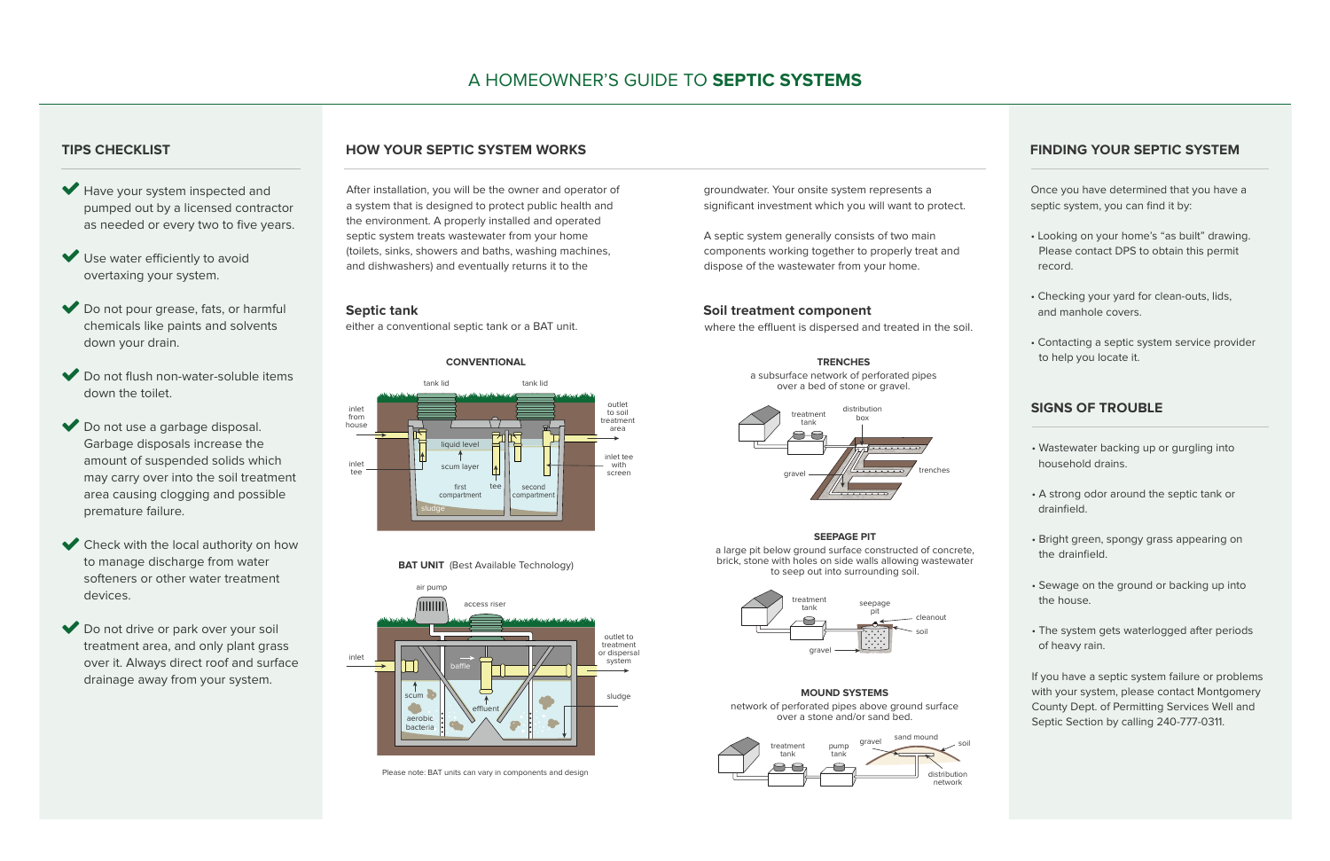# A HOMEOWNER'S GUIDE TO **SEPTIC SYSTEMS**

## TIPS CHECKLIST

- ✔ Have your system inspected and pumped out by a licensed contractor as needed or every two to five years.
- ✔ Use water efficiently to avoid overtaxing your system.
- ✔ Do not pour grease, fats, or harmful chemicals like paints and solvents down your drain.
- ✔ Do not flush non-water-soluble items down the toilet.
- ✔ Do not use a garbage disposal. Garbage disposals increase the amount of suspended solids which may carry over into the soil treatment area causing clogging and possible premature failure.
- ✔ Check with the local authority on how to manage discharge from water softeners or other water treatment devices.
- ✔ Do not drive or park over your soil treatment area, and only plant grass over it. Always direct roof and surface drainage away from your system.

## HOW YOUR SEPTIC SYSTEM WORKS

After installation, you will be the owner and operator of a system that is designed to protect public health and the environment. A properly installed and operated septic system treats wastewater from your home (toilets, sinks, showers and baths, washing machines, and dishwashers) and eventually returns it to the groundwater. Your onsite system represents a significant investment which you will want to protect.

A septic system generally consists of two main components working together to properly treat and dispose of the wastewater from your home.

### Septic tank

either a conventional septic tank or a BAT unit.

**CONVENTIONAL**

tank lid · tank lid · inlet from house · inlet tee · liquid level · scum layer · first compartment · tee · second compartment · sludge · outlet to soil treatment area · inlet tee with screen

**BAT UNIT** (Best Available Technology)

air pump · access riser · inlet · baffle · scum · effluent · aerobic bacteria · outlet to treatment or dispersal system · sludge

Please note: BAT units can vary in components and design

### Soil treatment component

where the effluent is dispersed and treated in the soil.

**TRENCHES**

a subsurface network of perforated pipes over a bed of stone or gravel.

treatment tank · distribution box · gravel · trenches

**SEEPAGE PIT**

a large pit below ground surface constructed of concrete, brick, stone with holes on side walls allowing wastewater to seep out into surrounding soil.

treatment tank · seepage pit · cleanout · soil · gravel

**MOUND SYSTEMS**

network of perforated pipes above ground surface over a stone and/or sand bed.

treatment tank · pump tank · gravel · sand mound · soil · distribution network

## FINDING YOUR SEPTIC SYSTEM

Once you have determined that you have a septic system, you can find it by:

- Looking on your home's "as built" drawing. Please contact DPS to obtain this permit record.
- Checking your yard for clean-outs, lids, and manhole covers.
- Contacting a septic system service provider to help you locate it.

## SIGNS OF TROUBLE

- Wastewater backing up or gurgling into household drains.
- A strong odor around the septic tank or drainfield.
- Bright green, spongy grass appearing on the drainfield.
- Sewage on the ground or backing up into the house.
- The system gets waterlogged after periods of heavy rain.

If you have a septic system failure or problems with your system, please contact Montgomery County Dept. of Permitting Services Well and Septic Section by calling 240-777-0311.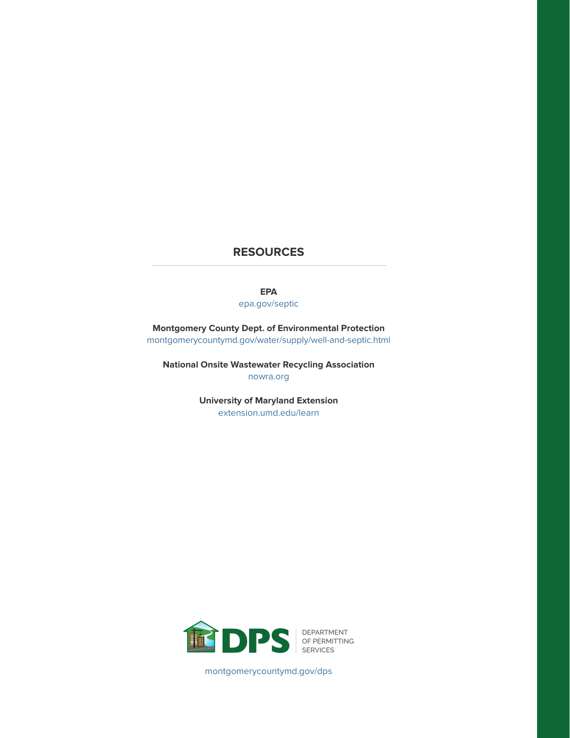## RESOURCES

**EPA**
epa.gov/septic

**Montgomery County Dept. of Environmental Protection**
montgomerycountymd.gov/water/supply/well-and-septic.html

**National Onsite Wastewater Recycling Association**
nowra.org

**University of Maryland Extension**
extension.umd.edu/learn

DPS DEPARTMENT OF PERMITTING SERVICES

montgomerycountymd.gov/dps